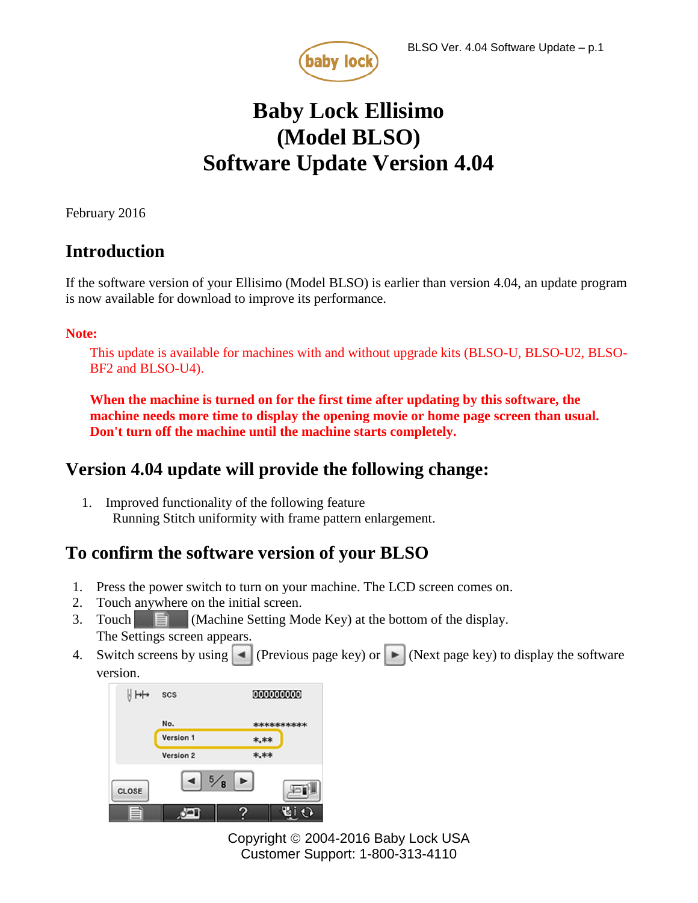# Baby Lock Ellisimo (Model BLSO) Software Update Version 4.04

February 2016

## Introduction

If the software version of your Ellisimo (Model BLSO) is earlier than version 4.04, an update program is now available for download to improve its performance.

**Note:**

This update is available for machines with and without upgrade kits (BLSO-U, BLSO-U2, BLSO-BF2 and BLSO-U4).

**When the machine is turned on for the first time after updating by this software, the machine needs more time to display the opening movie or home page screen than usual. Don't turn off the machine until the machine starts completely.**

## Version 4.04 update will provide the following change:

1. Improved functionality of the following feature
   Running Stitch uniformity with frame pattern enlargement.

## To confirm the software version of your BLSO

1. Press the power switch to turn on your machine. The LCD screen comes on.
2. Touch anywhere on the initial screen.
3. Touch (Machine Setting Mode Key) at the bottom of the display.
   The Settings screen appears.
4. Switch screens by using (Previous page key) or (Next page key) to display the software version.

Copyright © 2004-2016 Baby Lock USA
Customer Support: 1-800-313-4110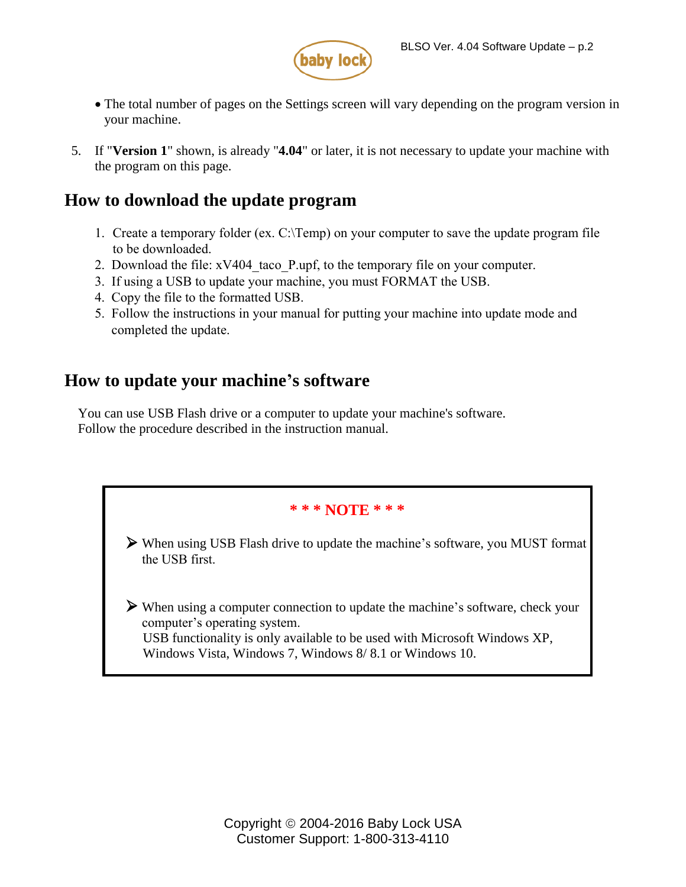- The total number of pages on the Settings screen will vary depending on the program version in your machine.

5. If "**Version 1**" shown, is already "**4.04**" or later, it is not necessary to update your machine with the program on this page.

## How to download the update program

1. Create a temporary folder (ex. C:\Temp) on your computer to save the update program file to be downloaded.
2. Download the file: xV404_taco_P.upf, to the temporary file on your computer.
3. If using a USB to update your machine, you must FORMAT the USB.
4. Copy the file to the formatted USB.
5. Follow the instructions in your manual for putting your machine into update mode and completed the update.

## How to update your machine's software

You can use USB Flash drive or a computer to update your machine's software.
Follow the procedure described in the instruction manual.

**\* \* \* NOTE \* \* \***

- When using USB Flash drive to update the machine's software, you MUST format the USB first.
- When using a computer connection to update the machine's software, check your computer's operating system.
  USB functionality is only available to be used with Microsoft Windows XP, Windows Vista, Windows 7, Windows 8/ 8.1 or Windows 10.

Copyright © 2004-2016 Baby Lock USA
Customer Support: 1-800-313-4110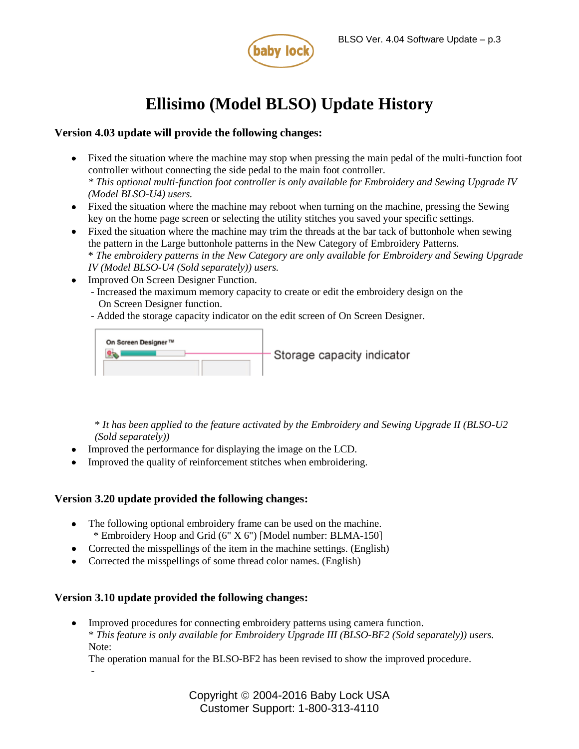# Ellisimo (Model BLSO) Update History

**Version 4.03 update will provide the following changes:**

- Fixed the situation where the machine may stop when pressing the main pedal of the multi-function foot controller without connecting the side pedal to the main foot controller.
  *\* This optional multi-function foot controller is only available for Embroidery and Sewing Upgrade IV (Model BLSO-U4) users.*
- Fixed the situation where the machine may reboot when turning on the machine, pressing the Sewing key on the home page screen or selecting the utility stitches you saved your specific settings.
- Fixed the situation where the machine may trim the threads at the bar tack of buttonhole when sewing the pattern in the Large buttonhole patterns in the New Category of Embroidery Patterns.
  *\* The embroidery patterns in the New Category are only available for Embroidery and Sewing Upgrade IV (Model BLSO-U4 (Sold separately)) users.*
- Improved On Screen Designer Function.
  - Increased the maximum memory capacity to create or edit the embroidery design on the On Screen Designer function.
  - Added the storage capacity indicator on the edit screen of On Screen Designer.

  On Screen Designer ™ — Storage capacity indicator

  *\* It has been applied to the feature activated by the Embroidery and Sewing Upgrade II (BLSO-U2 (Sold separately))*
- Improved the performance for displaying the image on the LCD.
- Improved the quality of reinforcement stitches when embroidering.

**Version 3.20 update provided the following changes:**

- The following optional embroidery frame can be used on the machine.
  \* Embroidery Hoop and Grid (6" X 6") [Model number: BLMA-150]
- Corrected the misspellings of the item in the machine settings. (English)
- Corrected the misspellings of some thread color names. (English)

**Version 3.10 update provided the following changes:**

- Improved procedures for connecting embroidery patterns using camera function.
  *\* This feature is only available for Embroidery Upgrade III (BLSO-BF2 (Sold separately)) users.*
  Note:
  The operation manual for the BLSO-BF2 has been revised to show the improved procedure.
  -

Copyright © 2004-2016 Baby Lock USA
Customer Support: 1-800-313-4110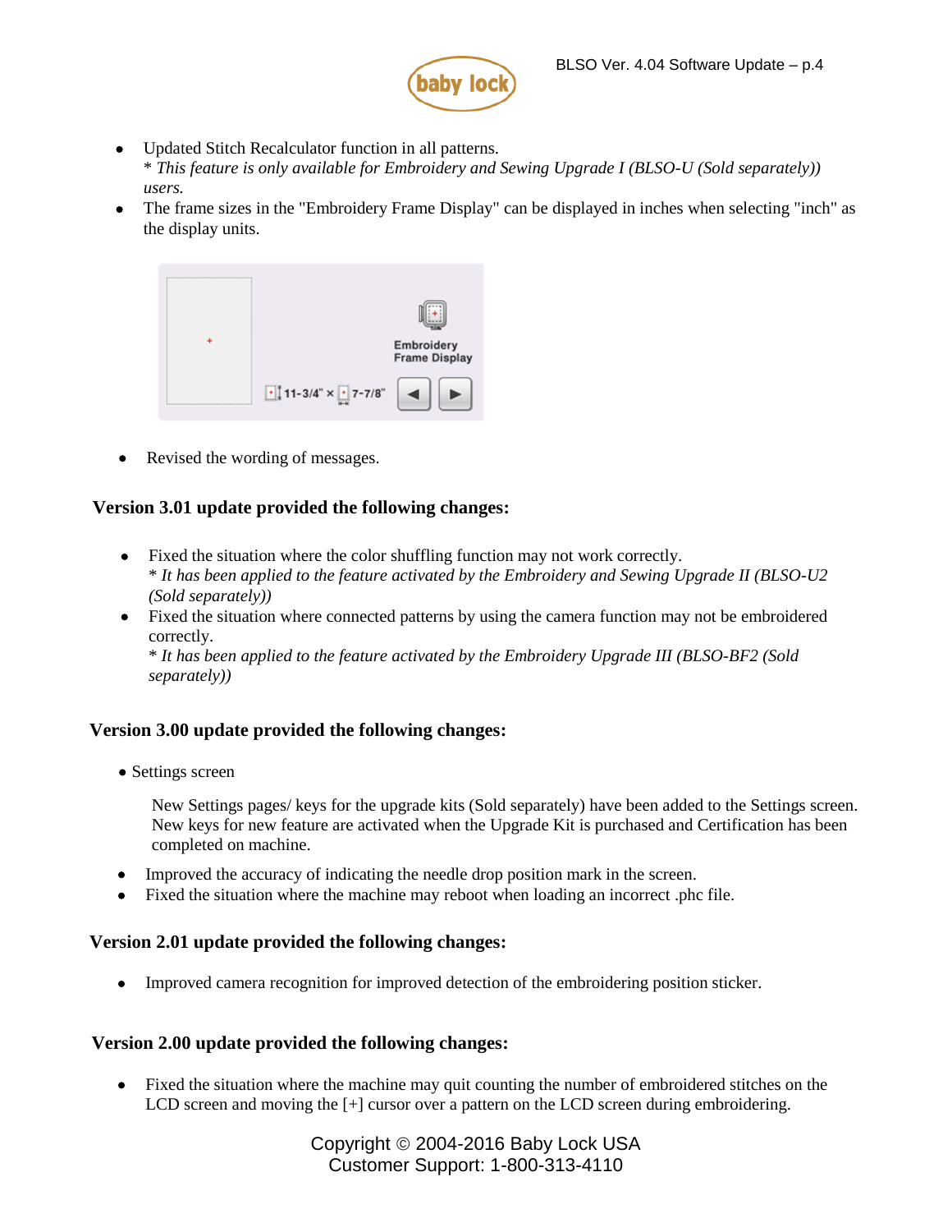- Updated Stitch Recalculator function in all patterns.
  *\* This feature is only available for Embroidery and Sewing Upgrade I (BLSO-U (Sold separately)) users.*
- The frame sizes in the "Embroidery Frame Display" can be displayed in inches when selecting "inch" as the display units.

- Revised the wording of messages.

### Version 3.01 update provided the following changes:

- Fixed the situation where the color shuffling function may not work correctly.
  *\* It has been applied to the feature activated by the Embroidery and Sewing Upgrade II (BLSO-U2 (Sold separately))*
- Fixed the situation where connected patterns by using the camera function may not be embroidered correctly.
  *\* It has been applied to the feature activated by the Embroidery Upgrade III (BLSO-BF2 (Sold separately))*

### Version 3.00 update provided the following changes:

- Settings screen

  New Settings pages/ keys for the upgrade kits (Sold separately) have been added to the Settings screen. New keys for new feature are activated when the Upgrade Kit is purchased and Certification has been completed on machine.

- Improved the accuracy of indicating the needle drop position mark in the screen.
- Fixed the situation where the machine may reboot when loading an incorrect .phc file.

### Version 2.01 update provided the following changes:

- Improved camera recognition for improved detection of the embroidering position sticker.

### Version 2.00 update provided the following changes:

- Fixed the situation where the machine may quit counting the number of embroidered stitches on the LCD screen and moving the [+] cursor over a pattern on the LCD screen during embroidering.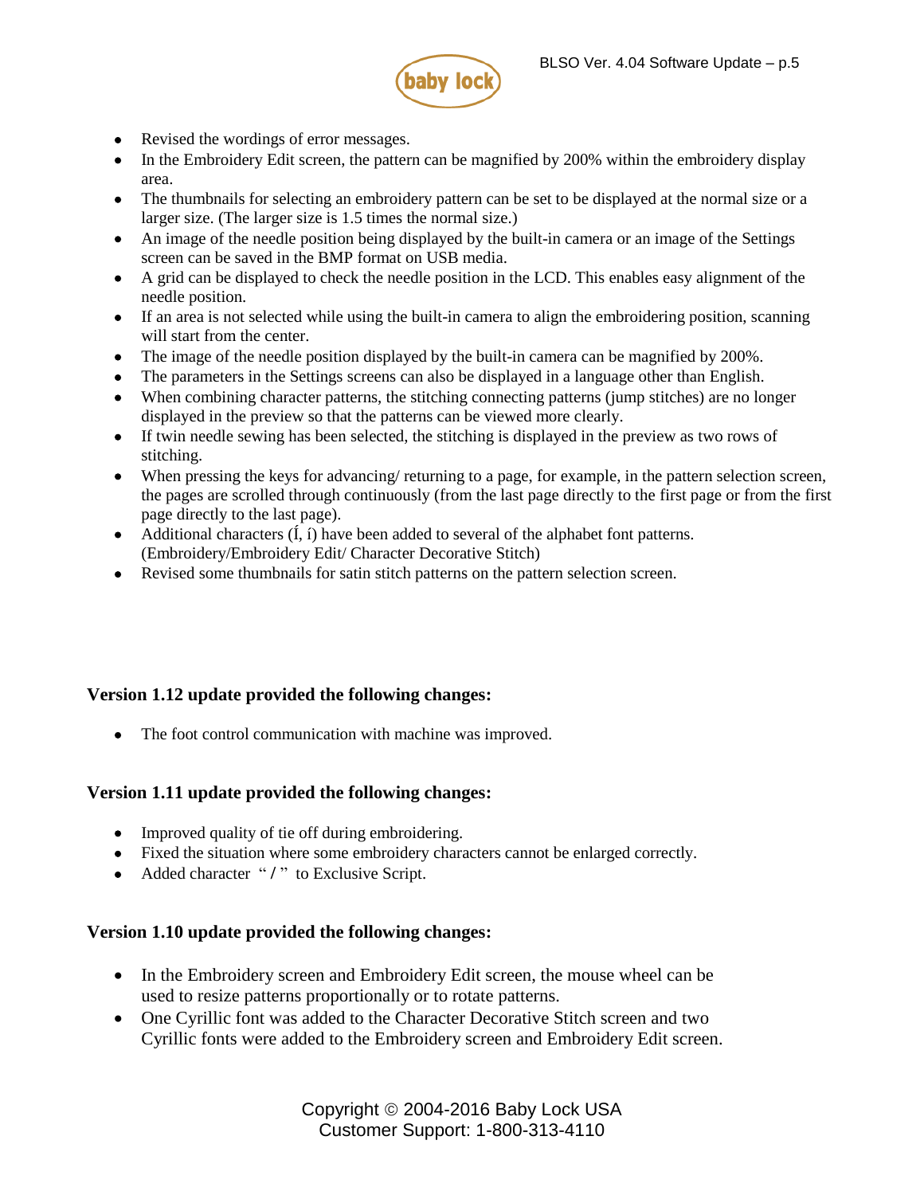- Revised the wordings of error messages.
- In the Embroidery Edit screen, the pattern can be magnified by 200% within the embroidery display area.
- The thumbnails for selecting an embroidery pattern can be set to be displayed at the normal size or a larger size. (The larger size is 1.5 times the normal size.)
- An image of the needle position being displayed by the built-in camera or an image of the Settings screen can be saved in the BMP format on USB media.
- A grid can be displayed to check the needle position in the LCD. This enables easy alignment of the needle position.
- If an area is not selected while using the built-in camera to align the embroidering position, scanning will start from the center.
- The image of the needle position displayed by the built-in camera can be magnified by 200%.
- The parameters in the Settings screens can also be displayed in a language other than English.
- When combining character patterns, the stitching connecting patterns (jump stitches) are no longer displayed in the preview so that the patterns can be viewed more clearly.
- If twin needle sewing has been selected, the stitching is displayed in the preview as two rows of stitching.
- When pressing the keys for advancing/ returning to a page, for example, in the pattern selection screen, the pages are scrolled through continuously (from the last page directly to the first page or from the first page directly to the last page).
- Additional characters (Í, í) have been added to several of the alphabet font patterns. (Embroidery/Embroidery Edit/ Character Decorative Stitch)
- Revised some thumbnails for satin stitch patterns on the pattern selection screen.

**Version 1.12 update provided the following changes:**

- The foot control communication with machine was improved.

**Version 1.11 update provided the following changes:**

- Improved quality of tie off during embroidering.
- Fixed the situation where some embroidery characters cannot be enlarged correctly.
- Added character " / " to Exclusive Script.

**Version 1.10 update provided the following changes:**

- In the Embroidery screen and Embroidery Edit screen, the mouse wheel can be used to resize patterns proportionally or to rotate patterns.
- One Cyrillic font was added to the Character Decorative Stitch screen and two Cyrillic fonts were added to the Embroidery screen and Embroidery Edit screen.